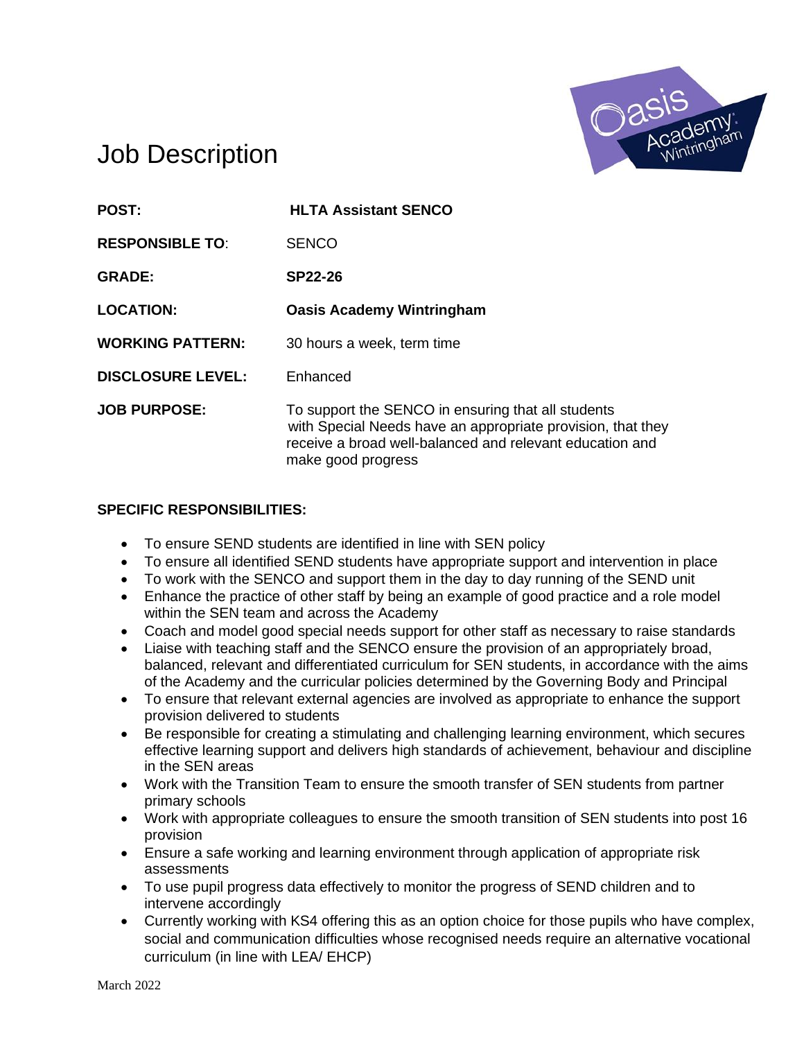# Job Description

| | |
|---|---|
| **POST:** | **HLTA Assistant SENCO** |
| **RESPONSIBLE TO**: | SENCO |
| **GRADE:** | **SP22-26** |
| **LOCATION:** | **Oasis Academy Wintringham** |
| **WORKING PATTERN:** | 30 hours a week, term time |
| **DISCLOSURE LEVEL:** | Enhanced |
| **JOB PURPOSE:** | To support the SENCO in ensuring that all students with Special Needs have an appropriate provision, that they receive a broad well-balanced and relevant education and make good progress |

**SPECIFIC RESPONSIBILITIES:**

- To ensure SEND students are identified in line with SEN policy
- To ensure all identified SEND students have appropriate support and intervention in place
- To work with the SENCO and support them in the day to day running of the SEND unit
- Enhance the practice of other staff by being an example of good practice and a role model within the SEN team and across the Academy
- Coach and model good special needs support for other staff as necessary to raise standards
- Liaise with teaching staff and the SENCO ensure the provision of an appropriately broad, balanced, relevant and differentiated curriculum for SEN students, in accordance with the aims of the Academy and the curricular policies determined by the Governing Body and Principal
- To ensure that relevant external agencies are involved as appropriate to enhance the support provision delivered to students
- Be responsible for creating a stimulating and challenging learning environment, which secures effective learning support and delivers high standards of achievement, behaviour and discipline in the SEN areas
- Work with the Transition Team to ensure the smooth transfer of SEN students from partner primary schools
- Work with appropriate colleagues to ensure the smooth transition of SEN students into post 16 provision
- Ensure a safe working and learning environment through application of appropriate risk assessments
- To use pupil progress data effectively to monitor the progress of SEND children and to intervene accordingly
- Currently working with KS4 offering this as an option choice for those pupils who have complex, social and communication difficulties whose recognised needs require an alternative vocational curriculum (in line with LEA/ EHCP)

March 2022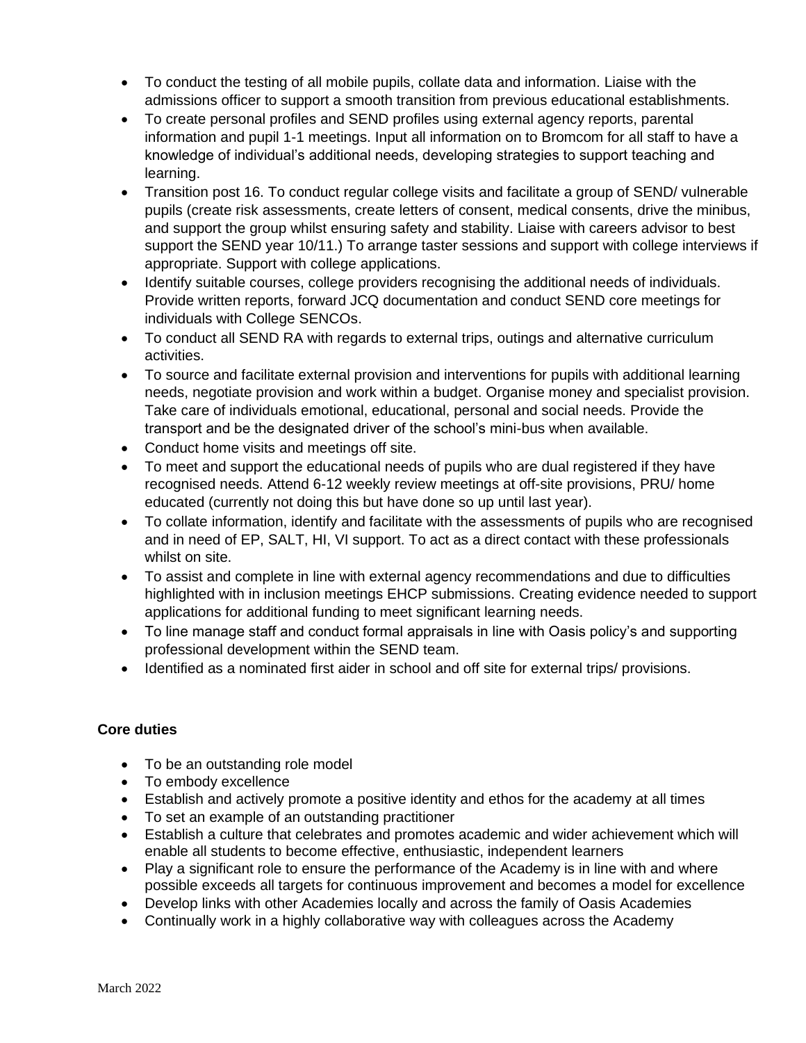- To conduct the testing of all mobile pupils, collate data and information. Liaise with the admissions officer to support a smooth transition from previous educational establishments.
- To create personal profiles and SEND profiles using external agency reports, parental information and pupil 1-1 meetings. Input all information on to Bromcom for all staff to have a knowledge of individual's additional needs, developing strategies to support teaching and learning.
- Transition post 16. To conduct regular college visits and facilitate a group of SEND/ vulnerable pupils (create risk assessments, create letters of consent, medical consents, drive the minibus, and support the group whilst ensuring safety and stability. Liaise with careers advisor to best support the SEND year 10/11.) To arrange taster sessions and support with college interviews if appropriate. Support with college applications.
- Identify suitable courses, college providers recognising the additional needs of individuals. Provide written reports, forward JCQ documentation and conduct SEND core meetings for individuals with College SENCOs.
- To conduct all SEND RA with regards to external trips, outings and alternative curriculum activities.
- To source and facilitate external provision and interventions for pupils with additional learning needs, negotiate provision and work within a budget. Organise money and specialist provision. Take care of individuals emotional, educational, personal and social needs. Provide the transport and be the designated driver of the school's mini-bus when available.
- Conduct home visits and meetings off site.
- To meet and support the educational needs of pupils who are dual registered if they have recognised needs. Attend 6-12 weekly review meetings at off-site provisions, PRU/ home educated (currently not doing this but have done so up until last year).
- To collate information, identify and facilitate with the assessments of pupils who are recognised and in need of EP, SALT, HI, VI support. To act as a direct contact with these professionals whilst on site.
- To assist and complete in line with external agency recommendations and due to difficulties highlighted with in inclusion meetings EHCP submissions. Creating evidence needed to support applications for additional funding to meet significant learning needs.
- To line manage staff and conduct formal appraisals in line with Oasis policy's and supporting professional development within the SEND team.
- Identified as a nominated first aider in school and off site for external trips/ provisions.

**Core duties**

- To be an outstanding role model
- To embody excellence
- Establish and actively promote a positive identity and ethos for the academy at all times
- To set an example of an outstanding practitioner
- Establish a culture that celebrates and promotes academic and wider achievement which will enable all students to become effective, enthusiastic, independent learners
- Play a significant role to ensure the performance of the Academy is in line with and where possible exceeds all targets for continuous improvement and becomes a model for excellence
- Develop links with other Academies locally and across the family of Oasis Academies
- Continually work in a highly collaborative way with colleagues across the Academy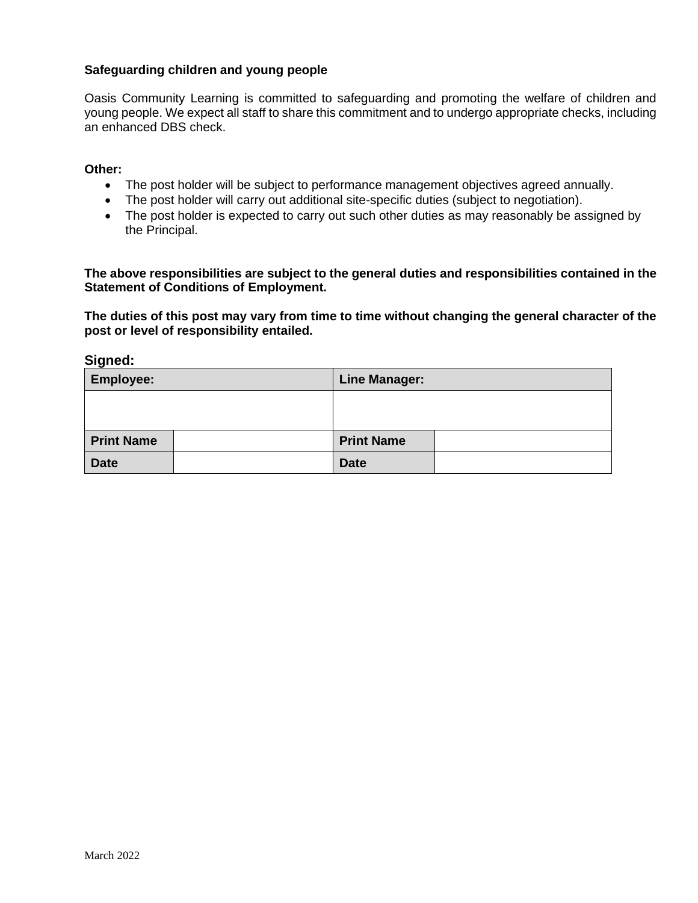**Safeguarding children and young people**

Oasis Community Learning is committed to safeguarding and promoting the welfare of children and young people. We expect all staff to share this commitment and to undergo appropriate checks, including an enhanced DBS check.

**Other:**

- The post holder will be subject to performance management objectives agreed annually.
- The post holder will carry out additional site-specific duties (subject to negotiation).
- The post holder is expected to carry out such other duties as may reasonably be assigned by the Principal.

**The above responsibilities are subject to the general duties and responsibilities contained in the Statement of Conditions of Employment.**

**The duties of this post may vary from time to time without changing the general character of the post or level of responsibility entailed.**

**Signed:**

| **Employee:** | | **Line Manager:** | |
|---|---|---|---|
| | | | |
| **Print Name** | | **Print Name** | |
| **Date** | | **Date** | |

March 2022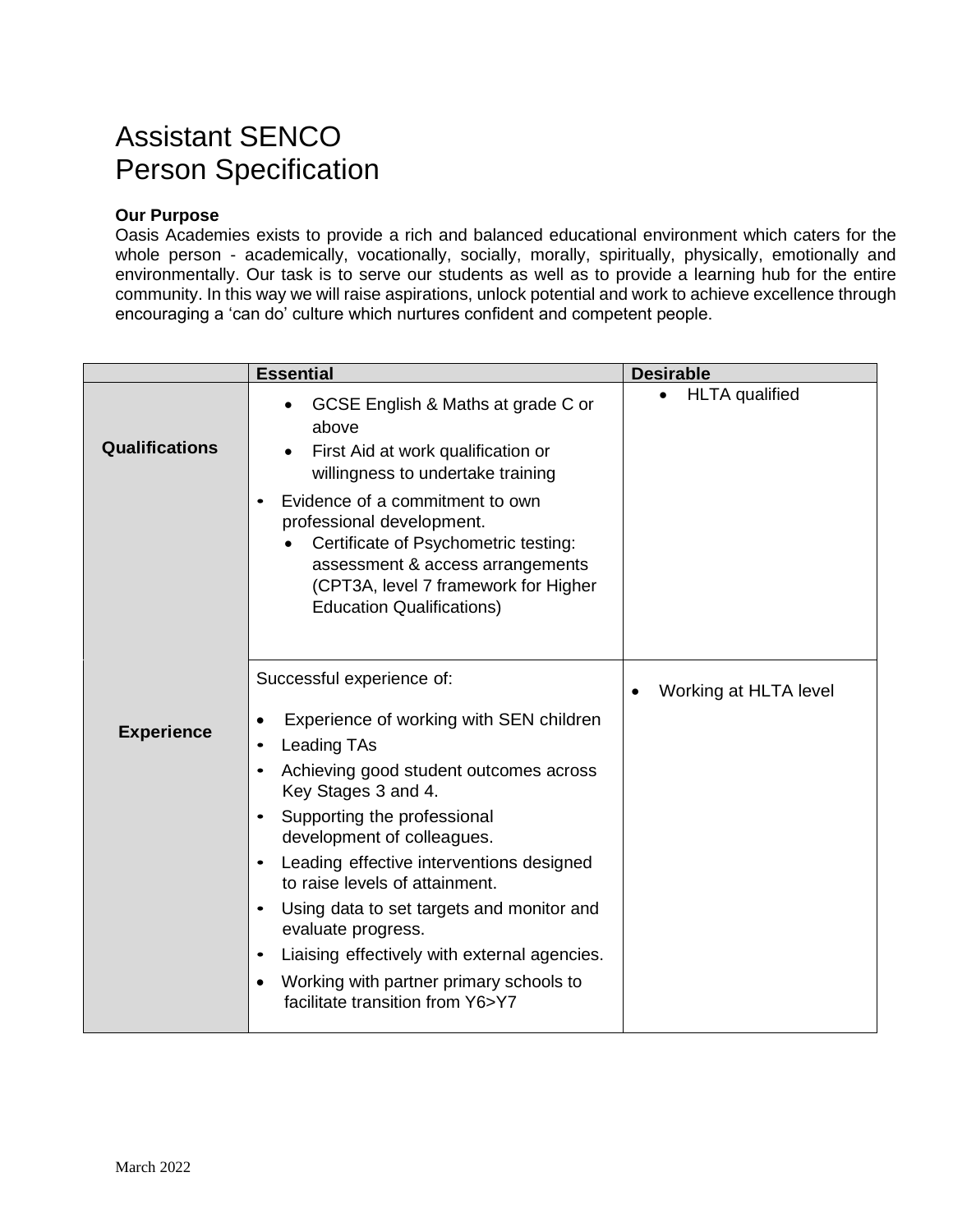# Assistant SENCO
# Person Specification

**Our Purpose**

Oasis Academies exists to provide a rich and balanced educational environment which caters for the whole person - academically, vocationally, socially, morally, spiritually, physically, emotionally and environmentally. Our task is to serve our students as well as to provide a learning hub for the entire community. In this way we will raise aspirations, unlock potential and work to achieve excellence through encouraging a 'can do' culture which nurtures confident and competent people.

| | Essential | Desirable |
|---|---|---|
| **Qualifications** | • GCSE English & Maths at grade C or above<br>• First Aid at work qualification or willingness to undertake training<br>• Evidence of a commitment to own professional development.<br>• Certificate of Psychometric testing: assessment & access arrangements (CPT3A, level 7 framework for Higher Education Qualifications) | • HLTA qualified |
| **Experience** | Successful experience of:<br>• Experience of working with SEN children<br>• Leading TAs<br>• Achieving good student outcomes across Key Stages 3 and 4.<br>• Supporting the professional development of colleagues.<br>• Leading effective interventions designed to raise levels of attainment.<br>• Using data to set targets and monitor and evaluate progress.<br>• Liaising effectively with external agencies.<br>• Working with partner primary schools to facilitate transition from Y6>Y7 | • Working at HLTA level |

March 2022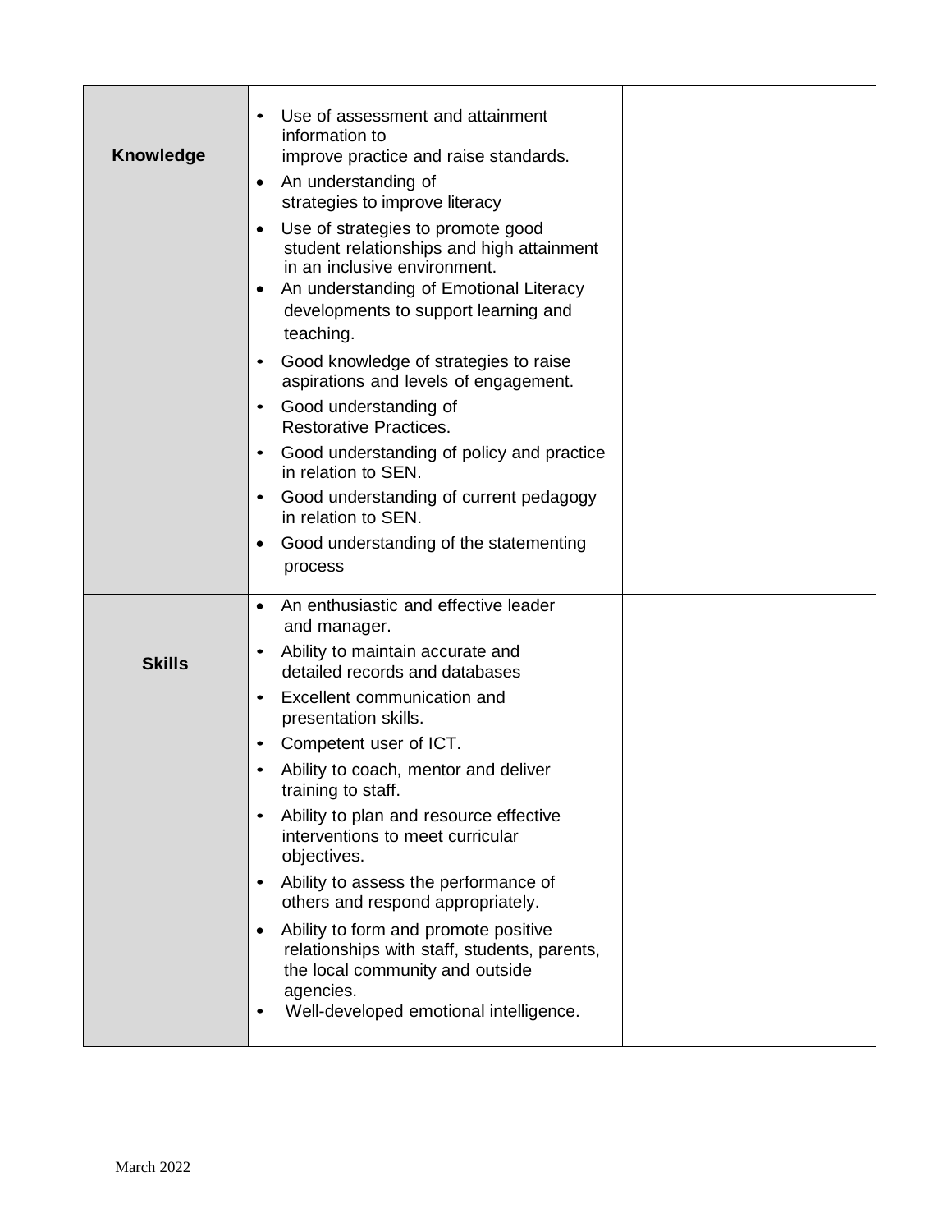| | | |
|---|---|---|
| **Knowledge** | • Use of assessment and attainment information to improve practice and raise standards.<br>• An understanding of strategies to improve literacy<br>• Use of strategies to promote good student relationships and high attainment in an inclusive environment.<br>• An understanding of Emotional Literacy developments to support learning and teaching.<br>• Good knowledge of strategies to raise aspirations and levels of engagement.<br>• Good understanding of Restorative Practices.<br>• Good understanding of policy and practice in relation to SEN.<br>• Good understanding of current pedagogy in relation to SEN.<br>• Good understanding of the statementing process | |
| **Skills** | • An enthusiastic and effective leader and manager.<br>• Ability to maintain accurate and detailed records and databases<br>• Excellent communication and presentation skills.<br>• Competent user of ICT.<br>• Ability to coach, mentor and deliver training to staff.<br>• Ability to plan and resource effective interventions to meet curricular objectives.<br>• Ability to assess the performance of others and respond appropriately.<br>• Ability to form and promote positive relationships with staff, students, parents, the local community and outside agencies.<br>• Well-developed emotional intelligence. | |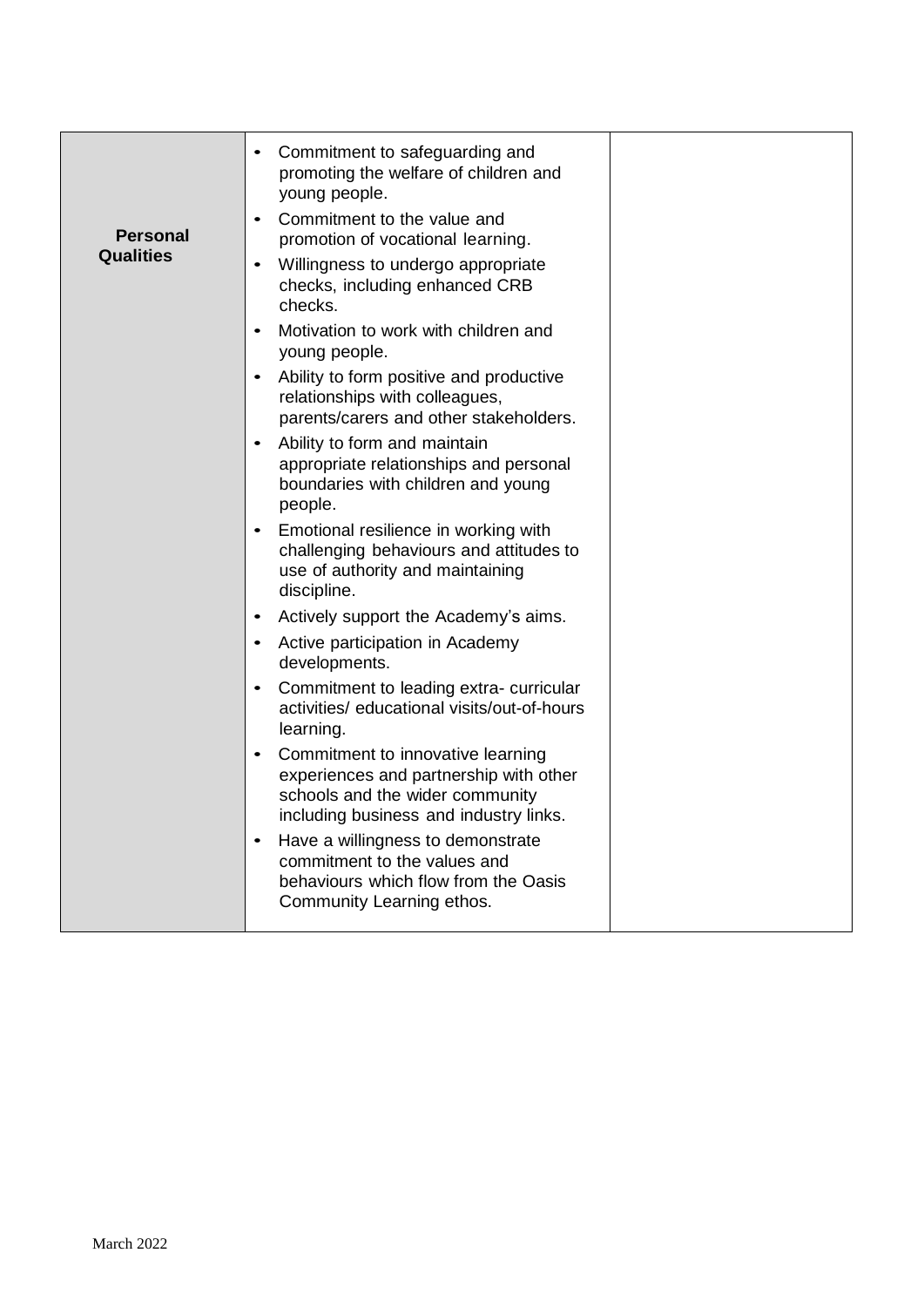| | | |
|---|---|---|
| **Personal Qualities** | • Commitment to safeguarding and promoting the welfare of children and young people.<br>• Commitment to the value and promotion of vocational learning.<br>• Willingness to undergo appropriate checks, including enhanced CRB checks.<br>• Motivation to work with children and young people.<br>• Ability to form positive and productive relationships with colleagues, parents/carers and other stakeholders.<br>• Ability to form and maintain appropriate relationships and personal boundaries with children and young people.<br>• Emotional resilience in working with challenging behaviours and attitudes to use of authority and maintaining discipline.<br>• Actively support the Academy's aims.<br>• Active participation in Academy developments.<br>• Commitment to leading extra- curricular activities/ educational visits/out-of-hours learning.<br>• Commitment to innovative learning experiences and partnership with other schools and the wider community including business and industry links.<br>• Have a willingness to demonstrate commitment to the values and behaviours which flow from the Oasis Community Learning ethos. | |

March 2022